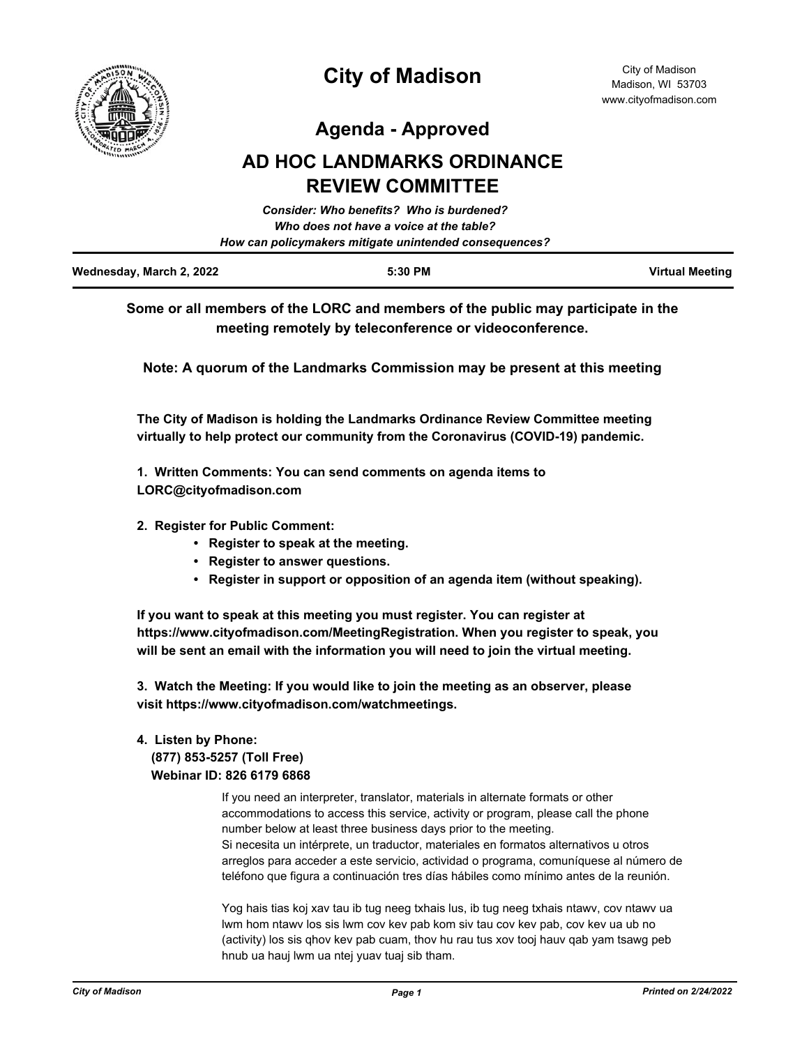# City of Madison

City of Madison
Madison, WI 53703
www.cityofmadison.com

## Agenda - Approved

## AD HOC LANDMARKS ORDINANCE REVIEW COMMITTEE

*Consider: Who benefits? Who is burdened?*
*Who does not have a voice at the table?*
*How can policymakers mitigate unintended consequences?*

| | | |
|---|---|---|
| **Wednesday, March 2, 2022** | **5:30 PM** | **Virtual Meeting** |

**Some or all members of the LORC and members of the public may participate in the meeting remotely by teleconference or videoconference.**

**Note: A quorum of the Landmarks Commission may be present at this meeting**

**The City of Madison is holding the Landmarks Ordinance Review Committee meeting virtually to help protect our community from the Coronavirus (COVID-19) pandemic.**

**1. Written Comments: You can send comments on agenda items to LORC@cityofmadison.com**

**2. Register for Public Comment:**

- **Register to speak at the meeting.**
- **Register to answer questions.**
- **Register in support or opposition of an agenda item (without speaking).**

**If you want to speak at this meeting you must register. You can register at https://www.cityofmadison.com/MeetingRegistration. When you register to speak, you will be sent an email with the information you will need to join the virtual meeting.**

**3. Watch the Meeting: If you would like to join the meeting as an observer, please visit https://www.cityofmadison.com/watchmeetings.**

**4. Listen by Phone:**
**(877) 853-5257 (Toll Free)**
**Webinar ID: 826 6179 6868**

If you need an interpreter, translator, materials in alternate formats or other accommodations to access this service, activity or program, please call the phone number below at least three business days prior to the meeting.
Si necesita un intérprete, un traductor, materiales en formatos alternativos u otros arreglos para acceder a este servicio, actividad o programa, comuníquese al número de teléfono que figura a continuación tres días hábiles como mínimo antes de la reunión.

Yog hais tias koj xav tau ib tug neeg txhais lus, ib tug neeg txhais ntawv, cov ntawv ua lwm hom ntawv los sis lwm cov kev pab kom siv tau cov kev pab, cov kev ua ub no (activity) los sis qhov kev pab cuam, thov hu rau tus xov tooj hauv qab yam tsawg peb hnub ua hauj lwm ua ntej yuav tuaj sib tham.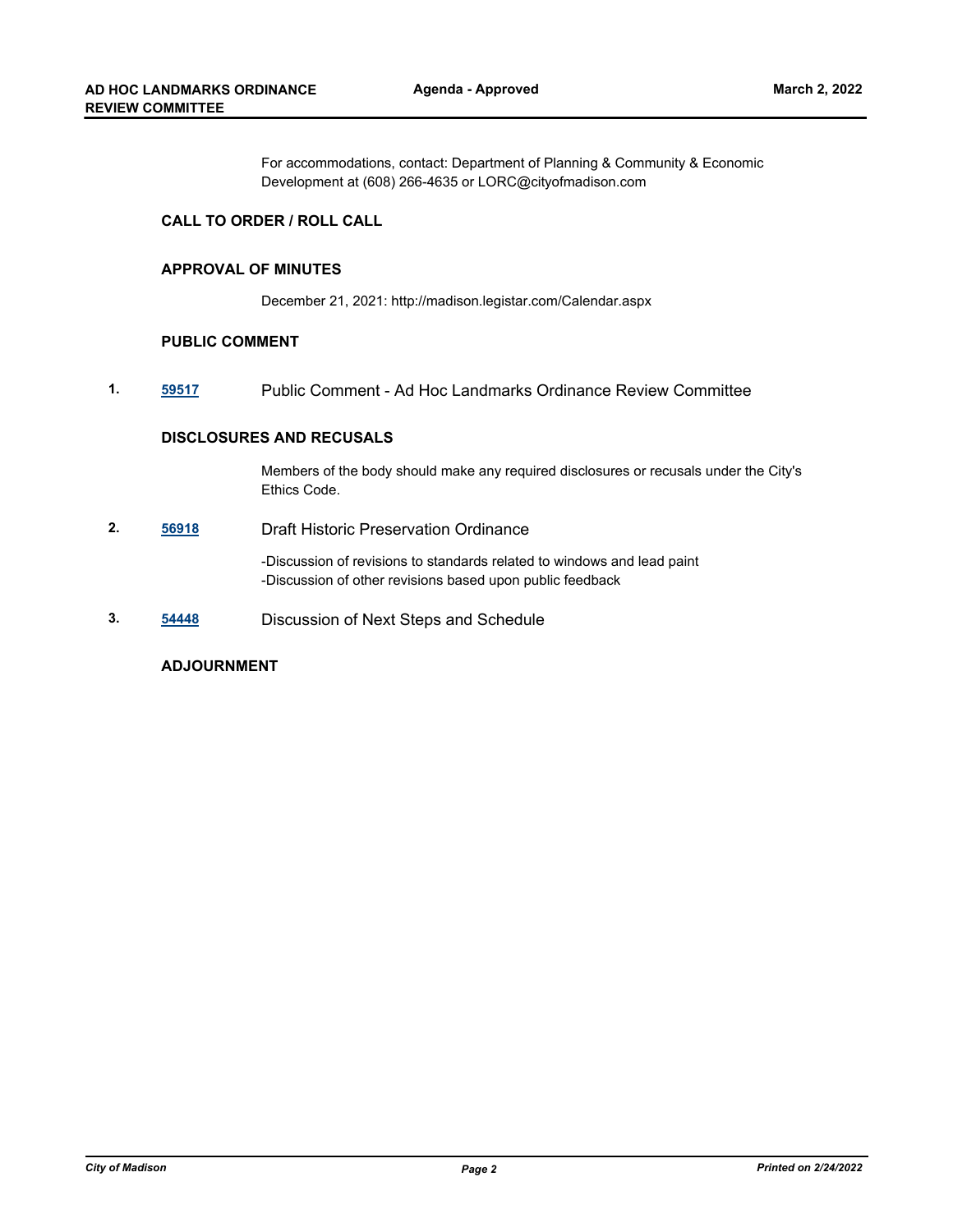For accommodations, contact: Department of Planning & Community & Economic Development at (608) 266-4635 or LORC@cityofmadison.com

### CALL TO ORDER / ROLL CALL

### APPROVAL OF MINUTES

December 21, 2021: http://madison.legistar.com/Calendar.aspx

### PUBLIC COMMENT

1. **59517** Public Comment - Ad Hoc Landmarks Ordinance Review Committee

### DISCLOSURES AND RECUSALS

Members of the body should make any required disclosures or recusals under the City's Ethics Code.

2. **56918** Draft Historic Preservation Ordinance

   -Discussion of revisions to standards related to windows and lead paint
   -Discussion of other revisions based upon public feedback

3. **54448** Discussion of Next Steps and Schedule

### ADJOURNMENT